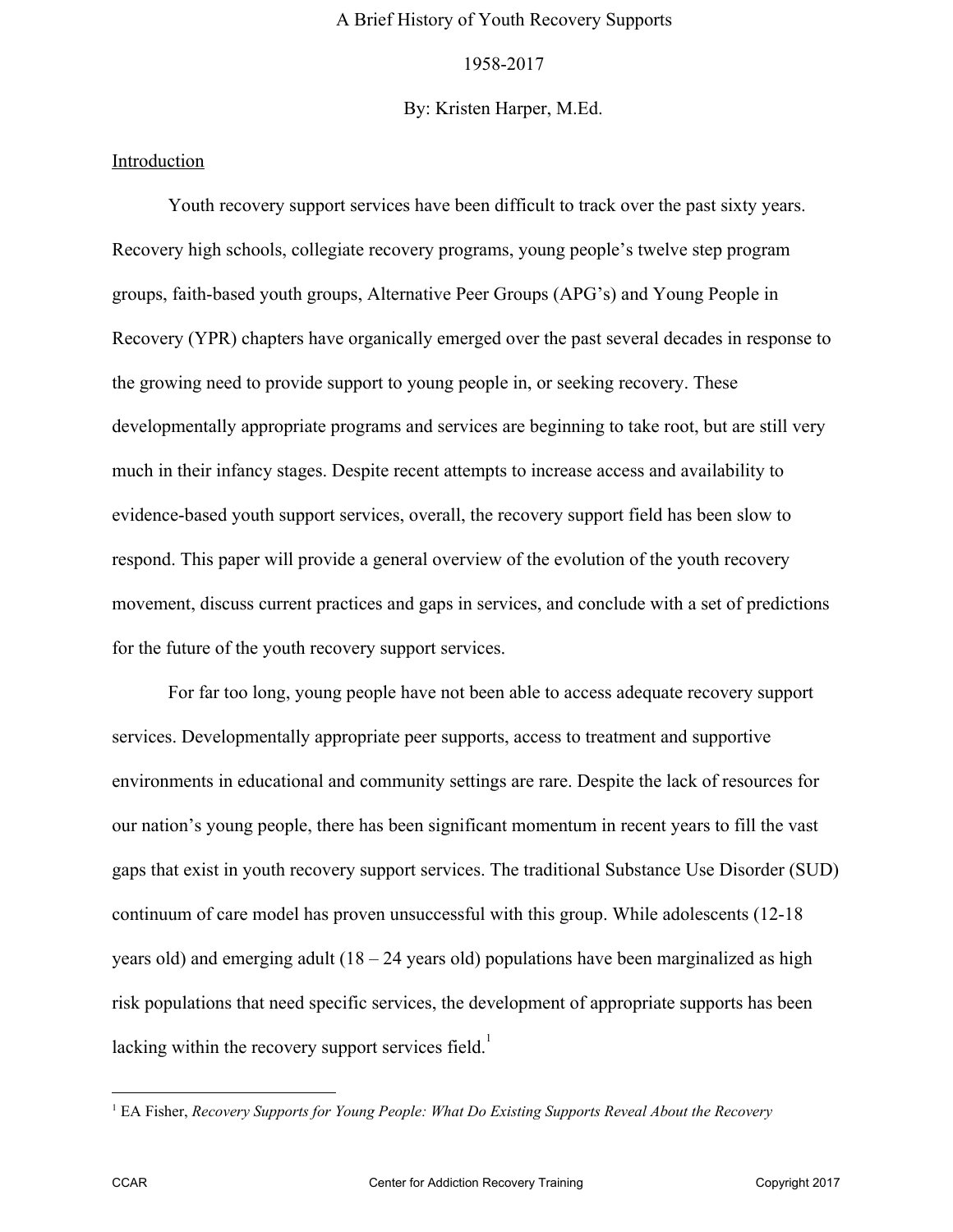# A Brief History of Youth Recovery Supports

1958-2017

By: Kristen Harper, M.Ed.

## Introduction

Youth recovery support services have been difficult to track over the past sixty years. Recovery high schools, collegiate recovery programs, young people's twelve step program groups, faith-based youth groups, Alternative Peer Groups (APG's) and Young People in Recovery (YPR) chapters have organically emerged over the past several decades in response to the growing need to provide support to young people in, or seeking recovery. These developmentally appropriate programs and services are beginning to take root, but are still very much in their infancy stages. Despite recent attempts to increase access and availability to evidence-based youth support services, overall, the recovery support field has been slow to respond. This paper will provide a general overview of the evolution of the youth recovery movement, discuss current practices and gaps in services, and conclude with a set of predictions for the future of the youth recovery support services.

For far too long, young people have not been able to access adequate recovery support services. Developmentally appropriate peer supports, access to treatment and supportive environments in educational and community settings are rare. Despite the lack of resources for our nation's young people, there has been significant momentum in recent years to fill the vast gaps that exist in youth recovery support services. The traditional Substance Use Disorder (SUD) continuum of care model has proven unsuccessful with this group. While adolescents (12-18 years old) and emerging adult (18 – 24 years old) populations have been marginalized as high risk populations that need specific services, the development of appropriate supports has been lacking within the recovery support services field.[1]

[1] EA Fisher, *Recovery Supports for Young People: What Do Existing Supports Reveal About the Recovery*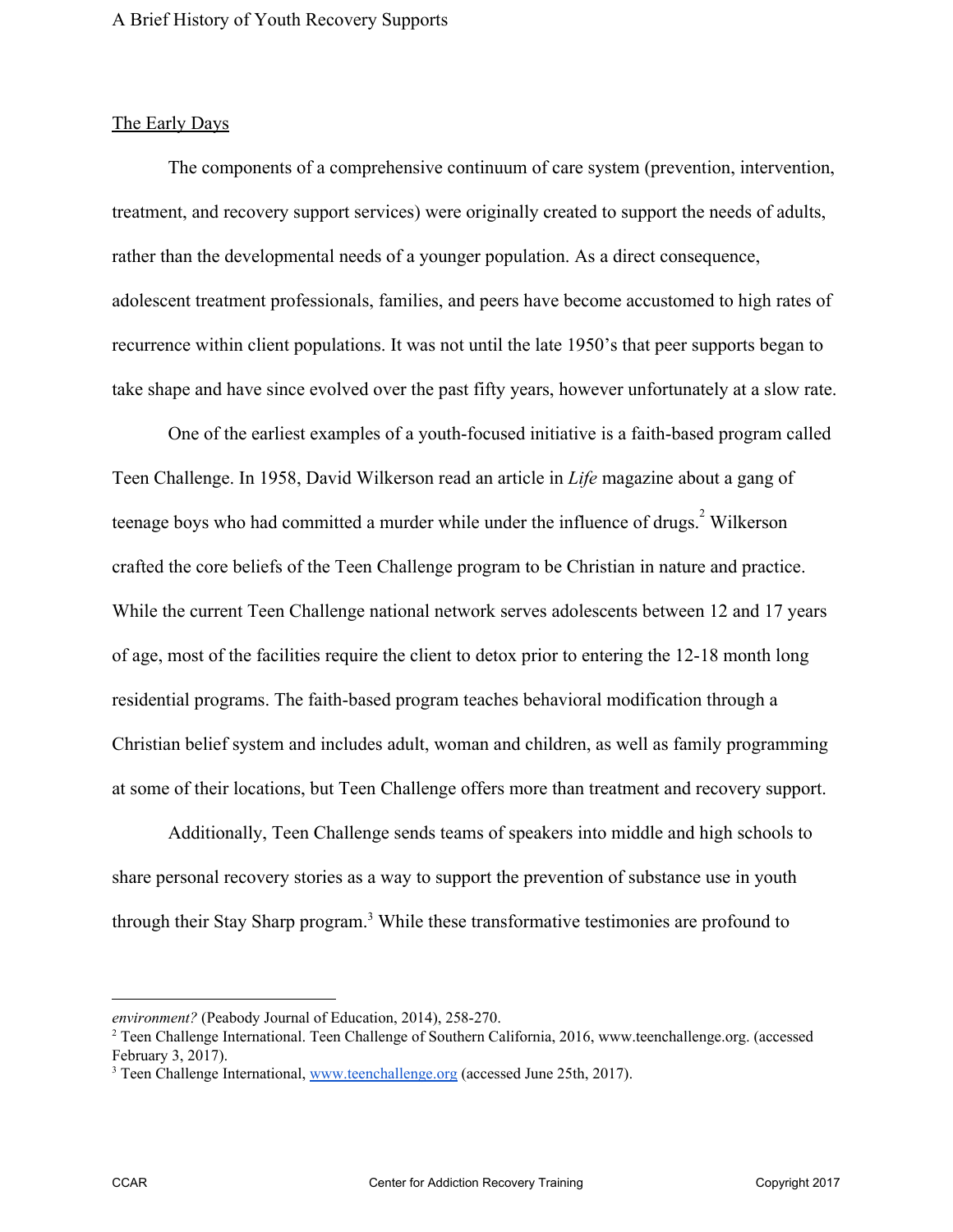The Early Days

The components of a comprehensive continuum of care system (prevention, intervention, treatment, and recovery support services) were originally created to support the needs of adults, rather than the developmental needs of a younger population. As a direct consequence, adolescent treatment professionals, families, and peers have become accustomed to high rates of recurrence within client populations. It was not until the late 1950's that peer supports began to take shape and have since evolved over the past fifty years, however unfortunately at a slow rate.

One of the earliest examples of a youth-focused initiative is a faith-based program called Teen Challenge. In 1958, David Wilkerson read an article in *Life* magazine about a gang of teenage boys who had committed a murder while under the influence of drugs.[2] Wilkerson crafted the core beliefs of the Teen Challenge program to be Christian in nature and practice. While the current Teen Challenge national network serves adolescents between 12 and 17 years of age, most of the facilities require the client to detox prior to entering the 12-18 month long residential programs. The faith-based program teaches behavioral modification through a Christian belief system and includes adult, woman and children, as well as family programming at some of their locations, but Teen Challenge offers more than treatment and recovery support.

Additionally, Teen Challenge sends teams of speakers into middle and high schools to share personal recovery stories as a way to support the prevention of substance use in youth through their Stay Sharp program.[3] While these transformative testimonies are profound to

---

*environment?* (Peabody Journal of Education, 2014), 258-270.

[2] Teen Challenge International. Teen Challenge of Southern California, 2016, www.teenchallenge.org. (accessed February 3, 2017).

[3] Teen Challenge International, www.teenchallenge.org (accessed June 25th, 2017).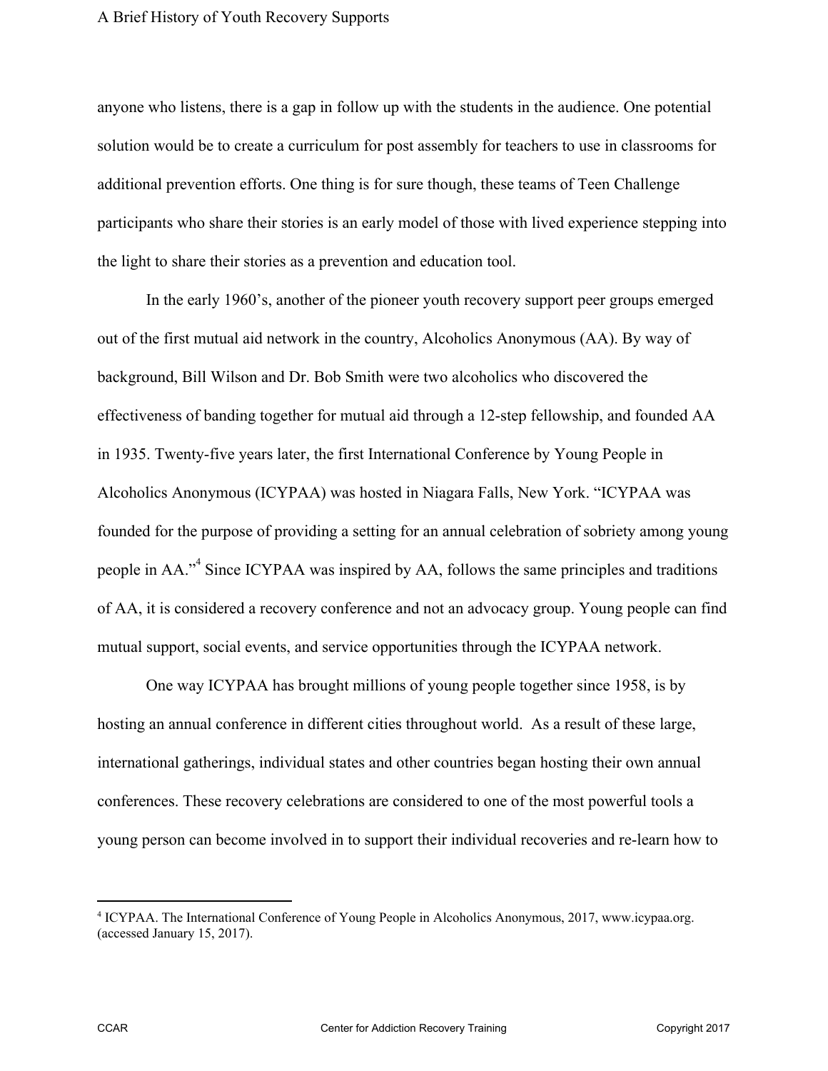anyone who listens, there is a gap in follow up with the students in the audience. One potential solution would be to create a curriculum for post assembly for teachers to use in classrooms for additional prevention efforts. One thing is for sure though, these teams of Teen Challenge participants who share their stories is an early model of those with lived experience stepping into the light to share their stories as a prevention and education tool.

In the early 1960's, another of the pioneer youth recovery support peer groups emerged out of the first mutual aid network in the country, Alcoholics Anonymous (AA). By way of background, Bill Wilson and Dr. Bob Smith were two alcoholics who discovered the effectiveness of banding together for mutual aid through a 12-step fellowship, and founded AA in 1935. Twenty-five years later, the first International Conference by Young People in Alcoholics Anonymous (ICYPAA) was hosted in Niagara Falls, New York. "ICYPAA was founded for the purpose of providing a setting for an annual celebration of sobriety among young people in AA."[4] Since ICYPAA was inspired by AA, follows the same principles and traditions of AA, it is considered a recovery conference and not an advocacy group. Young people can find mutual support, social events, and service opportunities through the ICYPAA network.

One way ICYPAA has brought millions of young people together since 1958, is by hosting an annual conference in different cities throughout world. As a result of these large, international gatherings, individual states and other countries began hosting their own annual conferences. These recovery celebrations are considered to one of the most powerful tools a young person can become involved in to support their individual recoveries and re-learn how to

---

[4] ICYPAA. The International Conference of Young People in Alcoholics Anonymous, 2017, www.icypaa.org. (accessed January 15, 2017).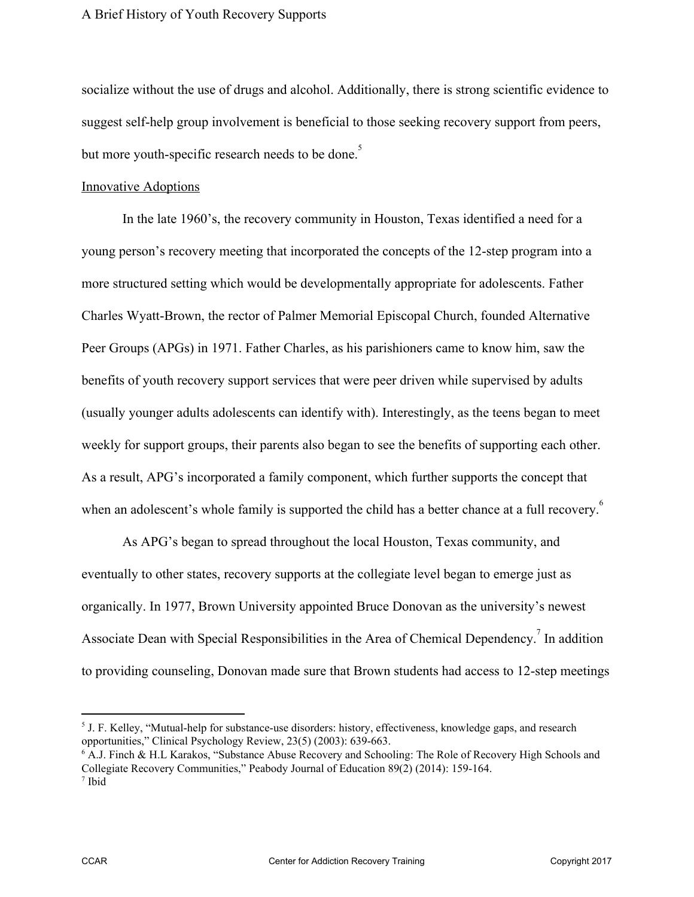socialize without the use of drugs and alcohol. Additionally, there is strong scientific evidence to suggest self-help group involvement is beneficial to those seeking recovery support from peers, but more youth-specific research needs to be done.[5]

## Innovative Adoptions

In the late 1960's, the recovery community in Houston, Texas identified a need for a young person's recovery meeting that incorporated the concepts of the 12-step program into a more structured setting which would be developmentally appropriate for adolescents. Father Charles Wyatt-Brown, the rector of Palmer Memorial Episcopal Church, founded Alternative Peer Groups (APGs) in 1971. Father Charles, as his parishioners came to know him, saw the benefits of youth recovery support services that were peer driven while supervised by adults (usually younger adults adolescents can identify with). Interestingly, as the teens began to meet weekly for support groups, their parents also began to see the benefits of supporting each other. As a result, APG's incorporated a family component, which further supports the concept that when an adolescent's whole family is supported the child has a better chance at a full recovery.[6]

As APG's began to spread throughout the local Houston, Texas community, and eventually to other states, recovery supports at the collegiate level began to emerge just as organically. In 1977, Brown University appointed Bruce Donovan as the university's newest Associate Dean with Special Responsibilities in the Area of Chemical Dependency.[7] In addition to providing counseling, Donovan made sure that Brown students had access to 12-step meetings

---

[5] J. F. Kelley, "Mutual-help for substance-use disorders: history, effectiveness, knowledge gaps, and research opportunities," Clinical Psychology Review, 23(5) (2003): 639-663.

[6] A.J. Finch & H.L Karakos, "Substance Abuse Recovery and Schooling: The Role of Recovery High Schools and Collegiate Recovery Communities," Peabody Journal of Education 89(2) (2014): 159-164.

[7] Ibid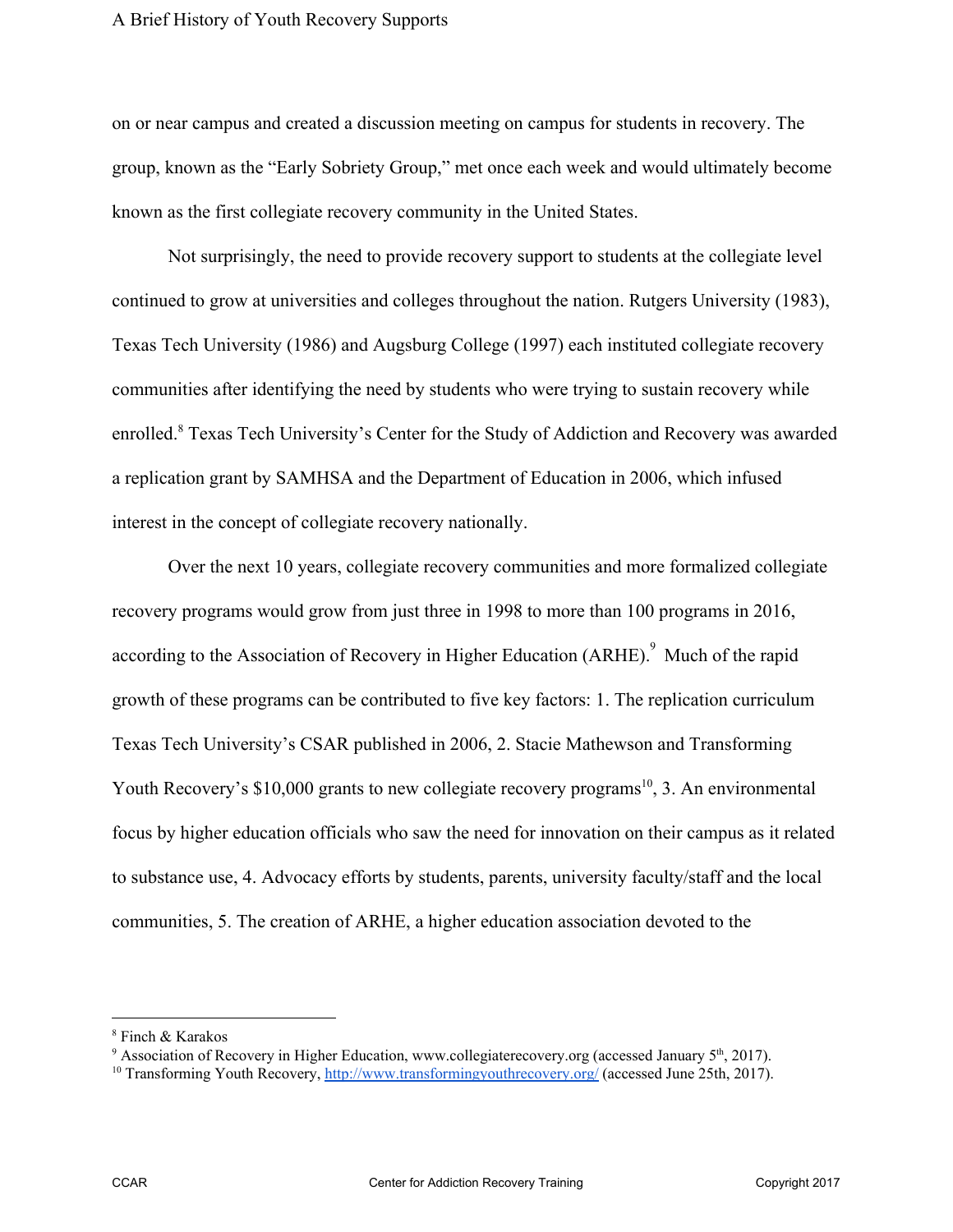on or near campus and created a discussion meeting on campus for students in recovery. The group, known as the "Early Sobriety Group," met once each week and would ultimately become known as the first collegiate recovery community in the United States.

Not surprisingly, the need to provide recovery support to students at the collegiate level continued to grow at universities and colleges throughout the nation. Rutgers University (1983), Texas Tech University (1986) and Augsburg College (1997) each instituted collegiate recovery communities after identifying the need by students who were trying to sustain recovery while enrolled.[8] Texas Tech University's Center for the Study of Addiction and Recovery was awarded a replication grant by SAMHSA and the Department of Education in 2006, which infused interest in the concept of collegiate recovery nationally.

Over the next 10 years, collegiate recovery communities and more formalized collegiate recovery programs would grow from just three in 1998 to more than 100 programs in 2016, according to the Association of Recovery in Higher Education (ARHE).[9] Much of the rapid growth of these programs can be contributed to five key factors: 1. The replication curriculum Texas Tech University's CSAR published in 2006, 2. Stacie Mathewson and Transforming Youth Recovery's $10,000 grants to new collegiate recovery programs[10], 3. An environmental focus by higher education officials who saw the need for innovation on their campus as it related to substance use, 4. Advocacy efforts by students, parents, university faculty/staff and the local communities, 5. The creation of ARHE, a higher education association devoted to the

---

[8] Finch & Karakos

[9] Association of Recovery in Higher Education, www.collegiaterecovery.org (accessed January 5th, 2017).

[10] Transforming Youth Recovery, http://www.transformingyouthrecovery.org/ (accessed June 25th, 2017).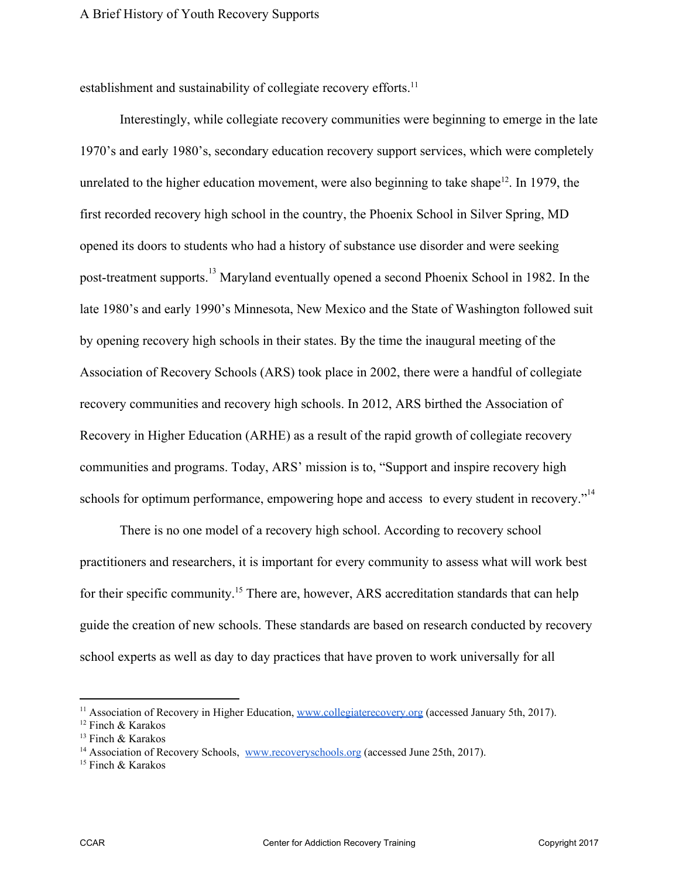establishment and sustainability of collegiate recovery efforts.[11]

Interestingly, while collegiate recovery communities were beginning to emerge in the late 1970's and early 1980's, secondary education recovery support services, which were completely unrelated to the higher education movement, were also beginning to take shape[12]. In 1979, the first recorded recovery high school in the country, the Phoenix School in Silver Spring, MD opened its doors to students who had a history of substance use disorder and were seeking post-treatment supports.[13] Maryland eventually opened a second Phoenix School in 1982. In the late 1980's and early 1990's Minnesota, New Mexico and the State of Washington followed suit by opening recovery high schools in their states. By the time the inaugural meeting of the Association of Recovery Schools (ARS) took place in 2002, there were a handful of collegiate recovery communities and recovery high schools. In 2012, ARS birthed the Association of Recovery in Higher Education (ARHE) as a result of the rapid growth of collegiate recovery communities and programs. Today, ARS' mission is to, "Support and inspire recovery high schools for optimum performance, empowering hope and access to every student in recovery."[14]

There is no one model of a recovery high school. According to recovery school practitioners and researchers, it is important for every community to assess what will work best for their specific community.[15] There are, however, ARS accreditation standards that can help guide the creation of new schools. These standards are based on research conducted by recovery school experts as well as day to day practices that have proven to work universally for all

---

[11] Association of Recovery in Higher Education, www.collegiaterecovery.org (accessed January 5th, 2017).
[12] Finch & Karakos
[13] Finch & Karakos
[14] Association of Recovery Schools, www.recoveryschools.org (accessed June 25th, 2017).
[15] Finch & Karakos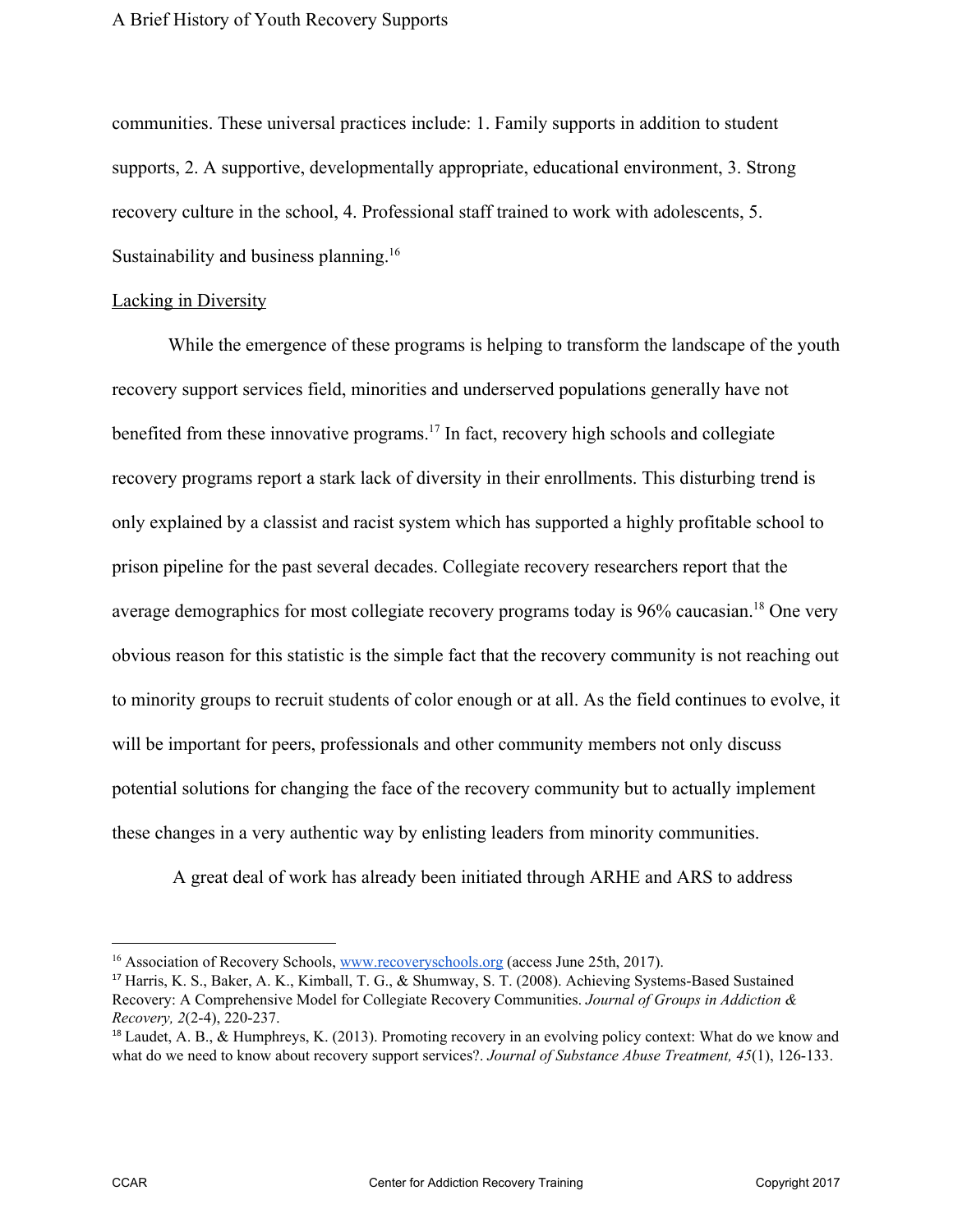communities. These universal practices include: 1. Family supports in addition to student supports, 2. A supportive, developmentally appropriate, educational environment, 3. Strong recovery culture in the school, 4. Professional staff trained to work with adolescents, 5. Sustainability and business planning.[16]

Lacking in Diversity

While the emergence of these programs is helping to transform the landscape of the youth recovery support services field, minorities and underserved populations generally have not benefited from these innovative programs.[17] In fact, recovery high schools and collegiate recovery programs report a stark lack of diversity in their enrollments. This disturbing trend is only explained by a classist and racist system which has supported a highly profitable school to prison pipeline for the past several decades. Collegiate recovery researchers report that the average demographics for most collegiate recovery programs today is 96% caucasian.[18] One very obvious reason for this statistic is the simple fact that the recovery community is not reaching out to minority groups to recruit students of color enough or at all. As the field continues to evolve, it will be important for peers, professionals and other community members not only discuss potential solutions for changing the face of the recovery community but to actually implement these changes in a very authentic way by enlisting leaders from minority communities.

A great deal of work has already been initiated through ARHE and ARS to address

---

[16] Association of Recovery Schools, www.recoveryschools.org (access June 25th, 2017).

[17] Harris, K. S., Baker, A. K., Kimball, T. G., & Shumway, S. T. (2008). Achieving Systems-Based Sustained Recovery: A Comprehensive Model for Collegiate Recovery Communities. *Journal of Groups in Addiction & Recovery, 2*(2-4), 220-237.

[18] Laudet, A. B., & Humphreys, K. (2013). Promoting recovery in an evolving policy context: What do we know and what do we need to know about recovery support services?. *Journal of Substance Abuse Treatment, 45*(1), 126-133.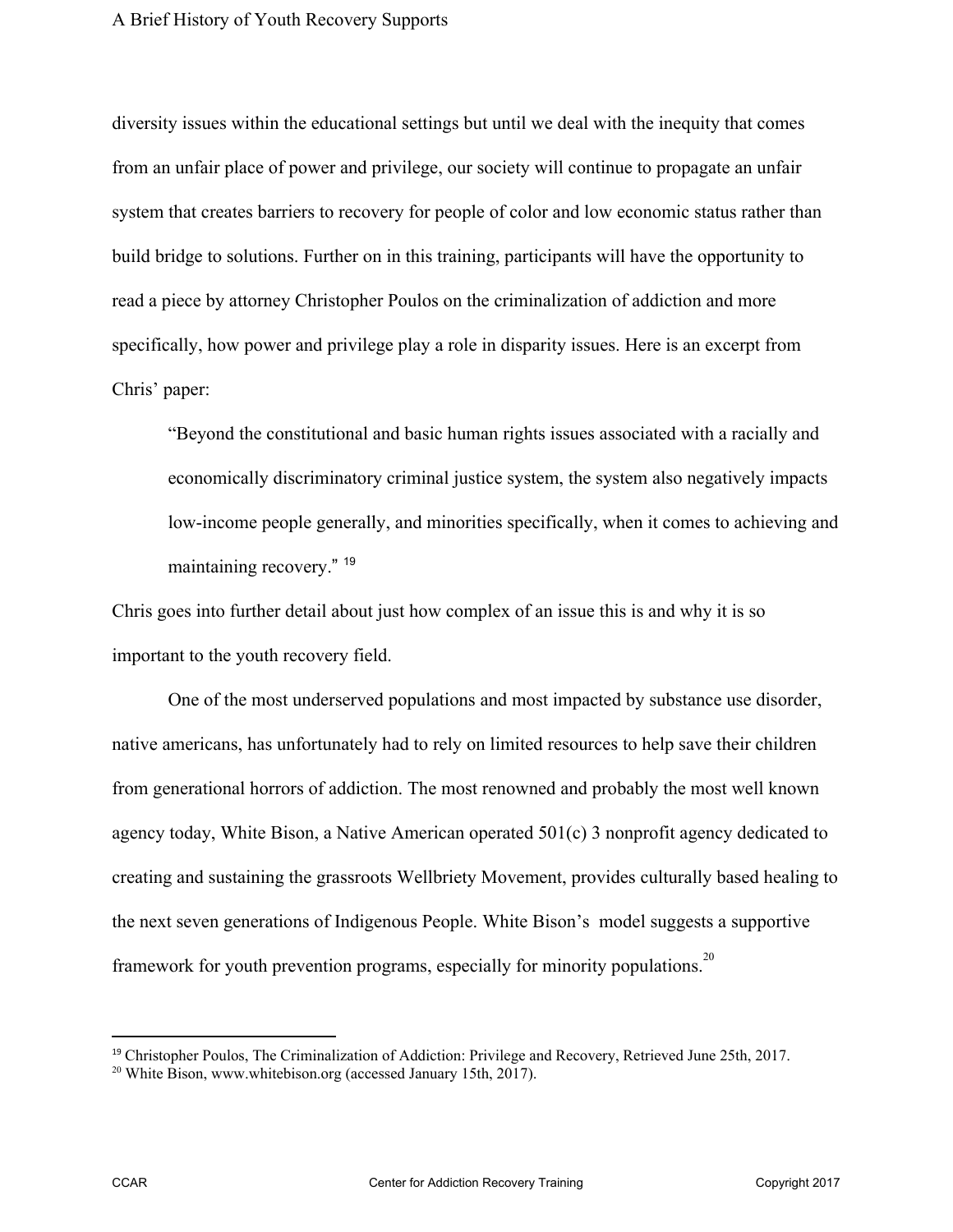diversity issues within the educational settings but until we deal with the inequity that comes from an unfair place of power and privilege, our society will continue to propagate an unfair system that creates barriers to recovery for people of color and low economic status rather than build bridge to solutions. Further on in this training, participants will have the opportunity to read a piece by attorney Christopher Poulos on the criminalization of addiction and more specifically, how power and privilege play a role in disparity issues. Here is an excerpt from Chris' paper:

> "Beyond the constitutional and basic human rights issues associated with a racially and economically discriminatory criminal justice system, the system also negatively impacts low-income people generally, and minorities specifically, when it comes to achieving and maintaining recovery." [19]

Chris goes into further detail about just how complex of an issue this is and why it is so important to the youth recovery field.

One of the most underserved populations and most impacted by substance use disorder, native americans, has unfortunately had to rely on limited resources to help save their children from generational horrors of addiction. The most renowned and probably the most well known agency today, White Bison, a Native American operated 501(c) 3 nonprofit agency dedicated to creating and sustaining the grassroots Wellbriety Movement, provides culturally based healing to the next seven generations of Indigenous People. White Bison's model suggests a supportive framework for youth prevention programs, especially for minority populations.[20]

---

[19] Christopher Poulos, The Criminalization of Addiction: Privilege and Recovery, Retrieved June 25th, 2017.

[20] White Bison, www.whitebison.org (accessed January 15th, 2017).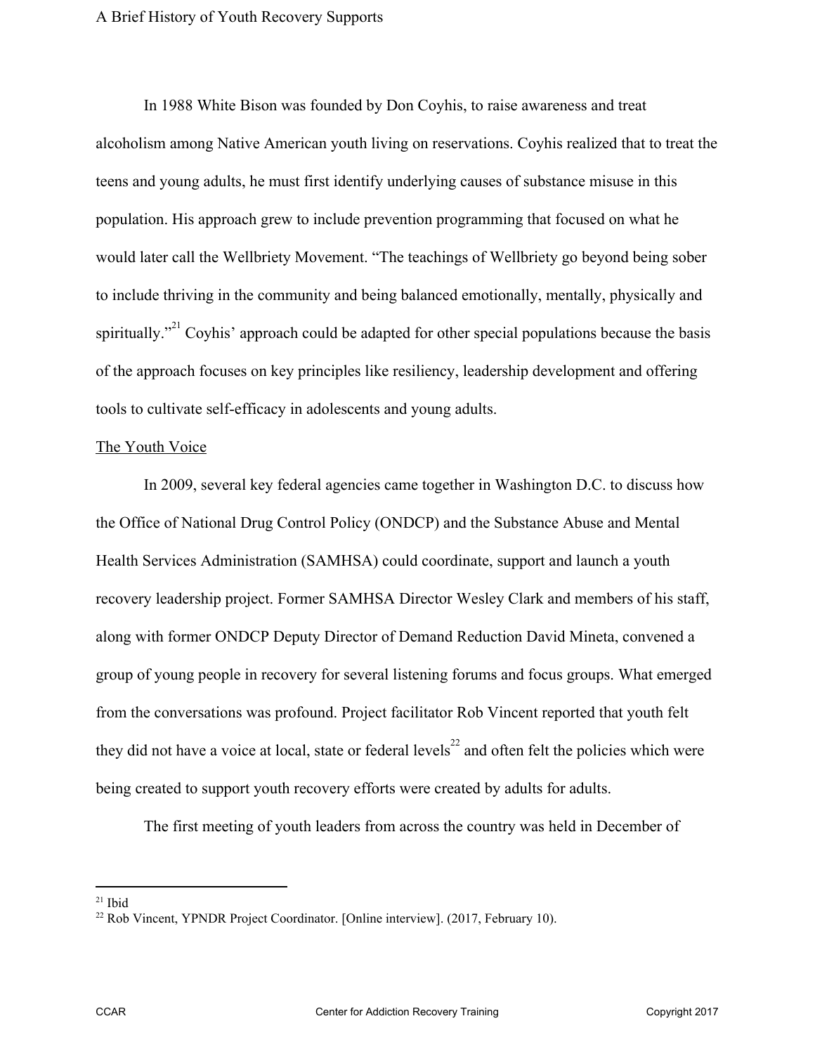In 1988 White Bison was founded by Don Coyhis, to raise awareness and treat alcoholism among Native American youth living on reservations. Coyhis realized that to treat the teens and young adults, he must first identify underlying causes of substance misuse in this population. His approach grew to include prevention programming that focused on what he would later call the Wellbriety Movement. "The teachings of Wellbriety go beyond being sober to include thriving in the community and being balanced emotionally, mentally, physically and spiritually."[21] Coyhis' approach could be adapted for other special populations because the basis of the approach focuses on key principles like resiliency, leadership development and offering tools to cultivate self-efficacy in adolescents and young adults.

<u>The Youth Voice</u>

In 2009, several key federal agencies came together in Washington D.C. to discuss how the Office of National Drug Control Policy (ONDCP) and the Substance Abuse and Mental Health Services Administration (SAMHSA) could coordinate, support and launch a youth recovery leadership project. Former SAMHSA Director Wesley Clark and members of his staff, along with former ONDCP Deputy Director of Demand Reduction David Mineta, convened a group of young people in recovery for several listening forums and focus groups. What emerged from the conversations was profound. Project facilitator Rob Vincent reported that youth felt they did not have a voice at local, state or federal levels[22] and often felt the policies which were being created to support youth recovery efforts were created by adults for adults.

The first meeting of youth leaders from across the country was held in December of

---

[21] Ibid

[22] Rob Vincent, YPNDR Project Coordinator. [Online interview]. (2017, February 10).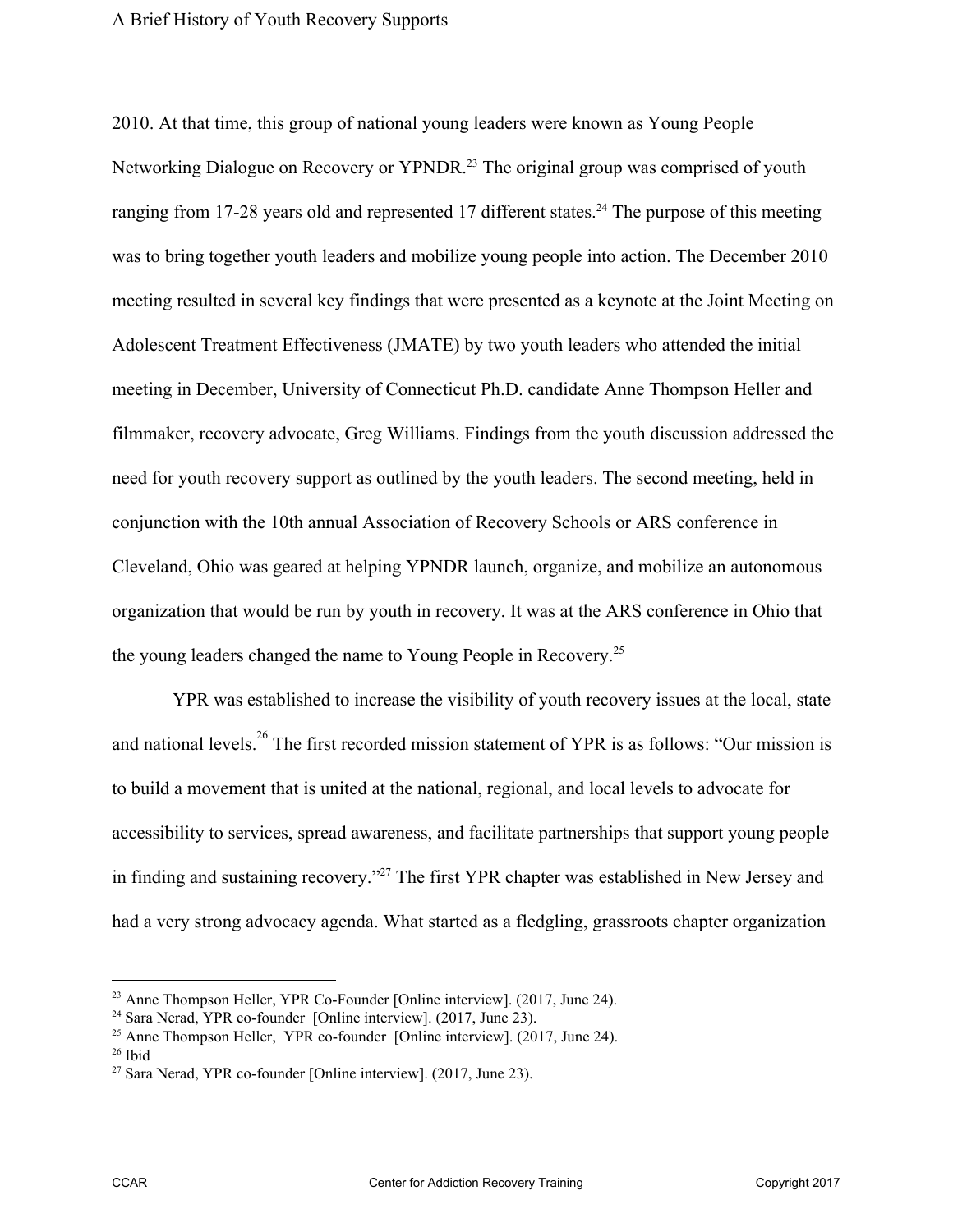2010. At that time, this group of national young leaders were known as Young People Networking Dialogue on Recovery or YPNDR.[23] The original group was comprised of youth ranging from 17-28 years old and represented 17 different states.[24] The purpose of this meeting was to bring together youth leaders and mobilize young people into action. The December 2010 meeting resulted in several key findings that were presented as a keynote at the Joint Meeting on Adolescent Treatment Effectiveness (JMATE) by two youth leaders who attended the initial meeting in December, University of Connecticut Ph.D. candidate Anne Thompson Heller and filmmaker, recovery advocate, Greg Williams. Findings from the youth discussion addressed the need for youth recovery support as outlined by the youth leaders. The second meeting, held in conjunction with the 10th annual Association of Recovery Schools or ARS conference in Cleveland, Ohio was geared at helping YPNDR launch, organize, and mobilize an autonomous organization that would be run by youth in recovery. It was at the ARS conference in Ohio that the young leaders changed the name to Young People in Recovery.[25]

YPR was established to increase the visibility of youth recovery issues at the local, state and national levels.[26] The first recorded mission statement of YPR is as follows: "Our mission is to build a movement that is united at the national, regional, and local levels to advocate for accessibility to services, spread awareness, and facilitate partnerships that support young people in finding and sustaining recovery."[27] The first YPR chapter was established in New Jersey and had a very strong advocacy agenda. What started as a fledgling, grassroots chapter organization

---

[23] Anne Thompson Heller, YPR Co-Founder [Online interview]. (2017, June 24).
[24] Sara Nerad, YPR co-founder [Online interview]. (2017, June 23).
[25] Anne Thompson Heller, YPR co-founder [Online interview]. (2017, June 24).
[26] Ibid
[27] Sara Nerad, YPR co-founder [Online interview]. (2017, June 23).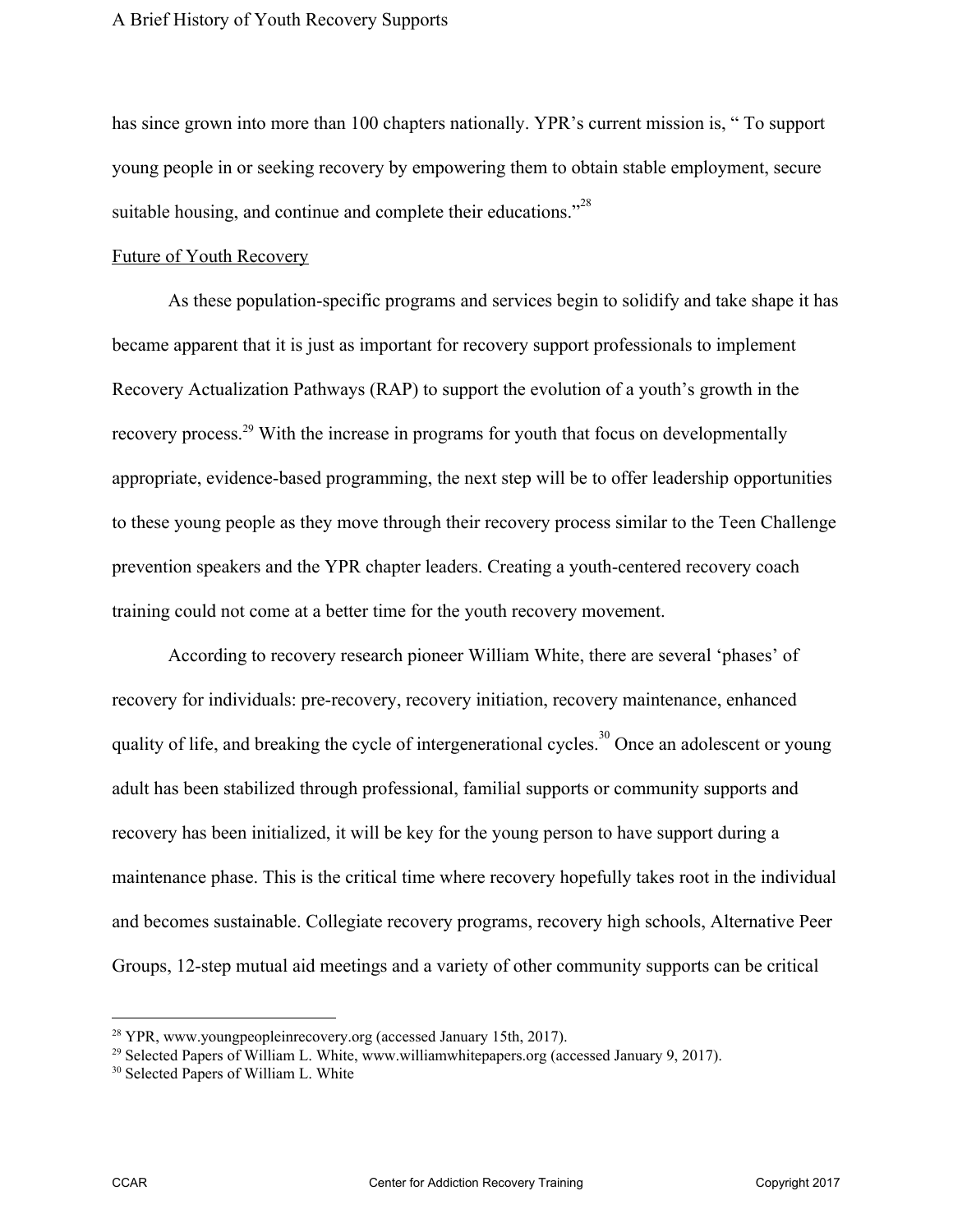has since grown into more than 100 chapters nationally. YPR's current mission is, " To support young people in or seeking recovery by empowering them to obtain stable employment, secure suitable housing, and continue and complete their educations."[28]

Future of Youth Recovery

As these population-specific programs and services begin to solidify and take shape it has became apparent that it is just as important for recovery support professionals to implement Recovery Actualization Pathways (RAP) to support the evolution of a youth's growth in the recovery process.[29] With the increase in programs for youth that focus on developmentally appropriate, evidence-based programming, the next step will be to offer leadership opportunities to these young people as they move through their recovery process similar to the Teen Challenge prevention speakers and the YPR chapter leaders. Creating a youth-centered recovery coach training could not come at a better time for the youth recovery movement.

According to recovery research pioneer William White, there are several 'phases' of recovery for individuals: pre-recovery, recovery initiation, recovery maintenance, enhanced quality of life, and breaking the cycle of intergenerational cycles.[30] Once an adolescent or young adult has been stabilized through professional, familial supports or community supports and recovery has been initialized, it will be key for the young person to have support during a maintenance phase. This is the critical time where recovery hopefully takes root in the individual and becomes sustainable. Collegiate recovery programs, recovery high schools, Alternative Peer Groups, 12-step mutual aid meetings and a variety of other community supports can be critical

---

[28] YPR, www.youngpeopleinrecovery.org (accessed January 15th, 2017).

[29] Selected Papers of William L. White, www.williamwhitepapers.org (accessed January 9, 2017).

[30] Selected Papers of William L. White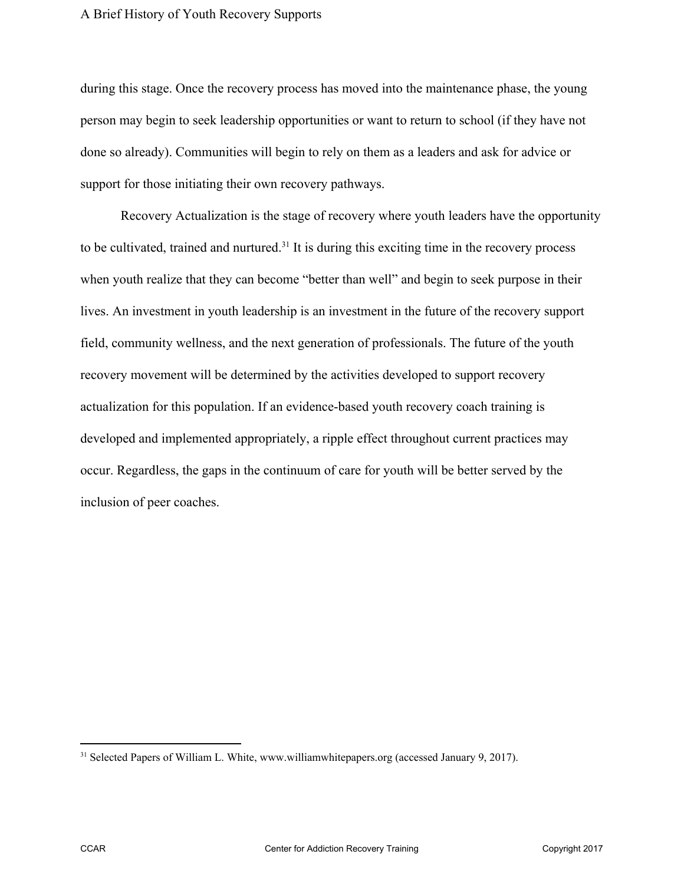during this stage. Once the recovery process has moved into the maintenance phase, the young person may begin to seek leadership opportunities or want to return to school (if they have not done so already). Communities will begin to rely on them as a leaders and ask for advice or support for those initiating their own recovery pathways.

Recovery Actualization is the stage of recovery where youth leaders have the opportunity to be cultivated, trained and nurtured.[31] It is during this exciting time in the recovery process when youth realize that they can become "better than well" and begin to seek purpose in their lives. An investment in youth leadership is an investment in the future of the recovery support field, community wellness, and the next generation of professionals. The future of the youth recovery movement will be determined by the activities developed to support recovery actualization for this population. If an evidence-based youth recovery coach training is developed and implemented appropriately, a ripple effect throughout current practices may occur. Regardless, the gaps in the continuum of care for youth will be better served by the inclusion of peer coaches.

---

[31] Selected Papers of William L. White, www.williamwhitepapers.org (accessed January 9, 2017).